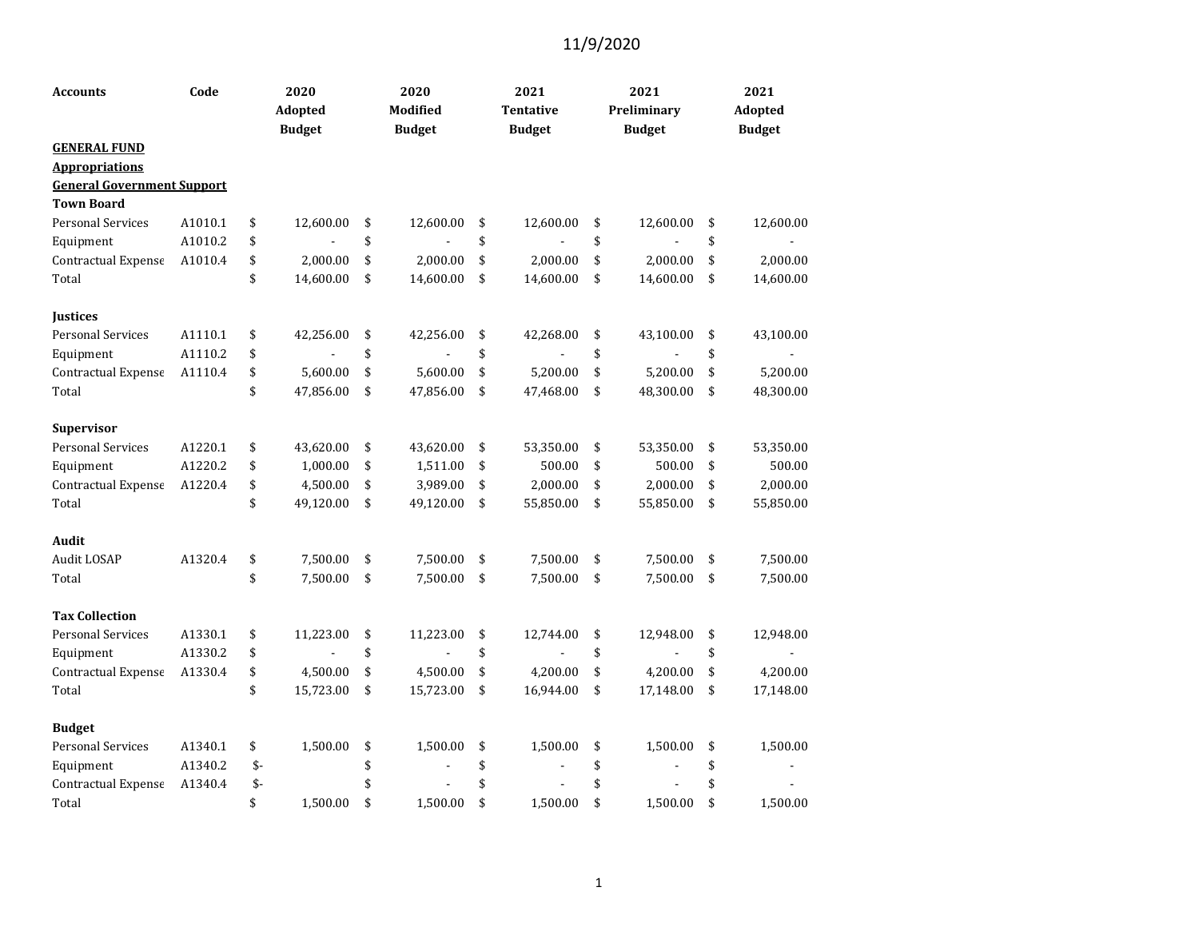11/9/2020

| Accounts | Code | 2020 Adopted Budget | 2020 Modified Budget | 2021 Tentative Budget | 2021 Preliminary Budget | 2021 Adopted Budget |
|---|---|---|---|---|---|---|
| **GENERAL FUND** | | | | | | |
| **Appropriations** | | | | | | |
| **General Government Support** | | | | | | |
| **Town Board** | | | | | | |
| Personal Services | A1010.1 | $ 12,600.00 | $ 12,600.00 | $ 12,600.00 | $ 12,600.00 | $ 12,600.00 |
| Equipment | A1010.2 | $ - | $ - | $ - | $ - | $ - |
| Contractual Expense | A1010.4 | $ 2,000.00 | $ 2,000.00 | $ 2,000.00 | $ 2,000.00 | $ 2,000.00 |
| Total | | $ 14,600.00 | $ 14,600.00 | $ 14,600.00 | $ 14,600.00 | $ 14,600.00 |
| | | | | | | |
| **Justices** | | | | | | |
| Personal Services | A1110.1 | $ 42,256.00 | $ 42,256.00 | $ 42,268.00 | $ 43,100.00 | $ 43,100.00 |
| Equipment | A1110.2 | $ - | $ - | $ - | $ - | $ - |
| Contractual Expense | A1110.4 | $ 5,600.00 | $ 5,600.00 | $ 5,200.00 | $ 5,200.00 | $ 5,200.00 |
| Total | | $ 47,856.00 | $ 47,856.00 | $ 47,468.00 | $ 48,300.00 | $ 48,300.00 |
| | | | | | | |
| **Supervisor** | | | | | | |
| Personal Services | A1220.1 | $ 43,620.00 | $ 43,620.00 | $ 53,350.00 | $ 53,350.00 | $ 53,350.00 |
| Equipment | A1220.2 | $ 1,000.00 | $ 1,511.00 | $ 500.00 | $ 500.00 | $ 500.00 |
| Contractual Expense | A1220.4 | $ 4,500.00 | $ 3,989.00 | $ 2,000.00 | $ 2,000.00 | $ 2,000.00 |
| Total | | $ 49,120.00 | $ 49,120.00 | $ 55,850.00 | $ 55,850.00 | $ 55,850.00 |
| | | | | | | |
| **Audit** | | | | | | |
| Audit LOSAP | A1320.4 | $ 7,500.00 | $ 7,500.00 | $ 7,500.00 | $ 7,500.00 | $ 7,500.00 |
| Total | | $ 7,500.00 | $ 7,500.00 | $ 7,500.00 | $ 7,500.00 | $ 7,500.00 |
| | | | | | | |
| **Tax Collection** | | | | | | |
| Personal Services | A1330.1 | $ 11,223.00 | $ 11,223.00 | $ 12,744.00 | $ 12,948.00 | $ 12,948.00 |
| Equipment | A1330.2 | $ - | $ - | $ - | $ - | $ - |
| Contractual Expense | A1330.4 | $ 4,500.00 | $ 4,500.00 | $ 4,200.00 | $ 4,200.00 | $ 4,200.00 |
| Total | | $ 15,723.00 | $ 15,723.00 | $ 16,944.00 | $ 17,148.00 | $ 17,148.00 |
| | | | | | | |
| **Budget** | | | | | | |
| Personal Services | A1340.1 | $ 1,500.00 | $ 1,500.00 | $ 1,500.00 | $ 1,500.00 | $ 1,500.00 |
| Equipment | A1340.2 | $- | $ - | $ - | $ - | $ - |
| Contractual Expense | A1340.4 | $- | $ - | $ - | $ - | $ - |
| Total | | $ 1,500.00 | $ 1,500.00 | $ 1,500.00 | $ 1,500.00 | $ 1,500.00 |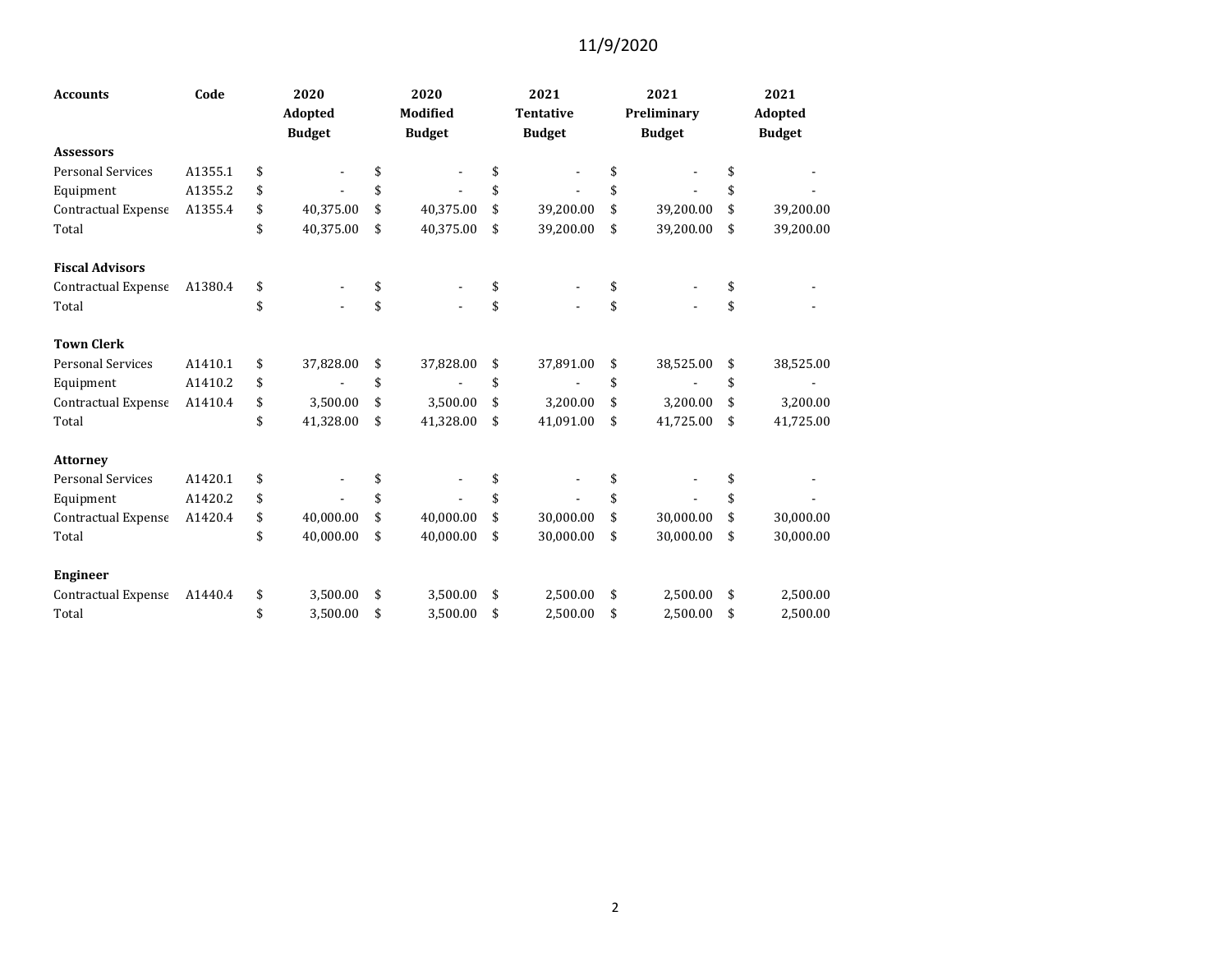11/9/2020

| Accounts | Code | 2020 Adopted Budget | 2020 Modified Budget | 2021 Tentative Budget | 2021 Preliminary Budget | 2021 Adopted Budget |
|---|---|---|---|---|---|---|
| **Assessors** | | | | | | |
| Personal Services | A1355.1 | $ - | $ - | $ - | $ - | $ - |
| Equipment | A1355.2 | $ - | $ - | $ - | $ - | $ - |
| Contractual Expense | A1355.4 | $ 40,375.00 | $ 40,375.00 | $ 39,200.00 | $ 39,200.00 | $ 39,200.00 |
| Total | | $ 40,375.00 | $ 40,375.00 | $ 39,200.00 | $ 39,200.00 | $ 39,200.00 |
| | | | | | | |
| **Fiscal Advisors** | | | | | | |
| Contractual Expense | A1380.4 | $ - | $ - | $ - | $ - | $ - |
| Total | | $ - | $ - | $ - | $ - | $ - |
| | | | | | | |
| **Town Clerk** | | | | | | |
| Personal Services | A1410.1 | $ 37,828.00 | $ 37,828.00 | $ 37,891.00 | $ 38,525.00 | $ 38,525.00 |
| Equipment | A1410.2 | $ - | $ - | $ - | $ - | $ - |
| Contractual Expense | A1410.4 | $ 3,500.00 | $ 3,500.00 | $ 3,200.00 | $ 3,200.00 | $ 3,200.00 |
| Total | | $ 41,328.00 | $ 41,328.00 | $ 41,091.00 | $ 41,725.00 | $ 41,725.00 |
| | | | | | | |
| **Attorney** | | | | | | |
| Personal Services | A1420.1 | $ - | $ - | $ - | $ - | $ - |
| Equipment | A1420.2 | $ - | $ - | $ - | $ - | $ - |
| Contractual Expense | A1420.4 | $ 40,000.00 | $ 40,000.00 | $ 30,000.00 | $ 30,000.00 | $ 30,000.00 |
| Total | | $ 40,000.00 | $ 40,000.00 | $ 30,000.00 | $ 30,000.00 | $ 30,000.00 |
| | | | | | | |
| **Engineer** | | | | | | |
| Contractual Expense | A1440.4 | $ 3,500.00 | $ 3,500.00 | $ 2,500.00 | $ 2,500.00 | $ 2,500.00 |
| Total | | $ 3,500.00 | $ 3,500.00 | $ 2,500.00 | $ 2,500.00 | $ 2,500.00 |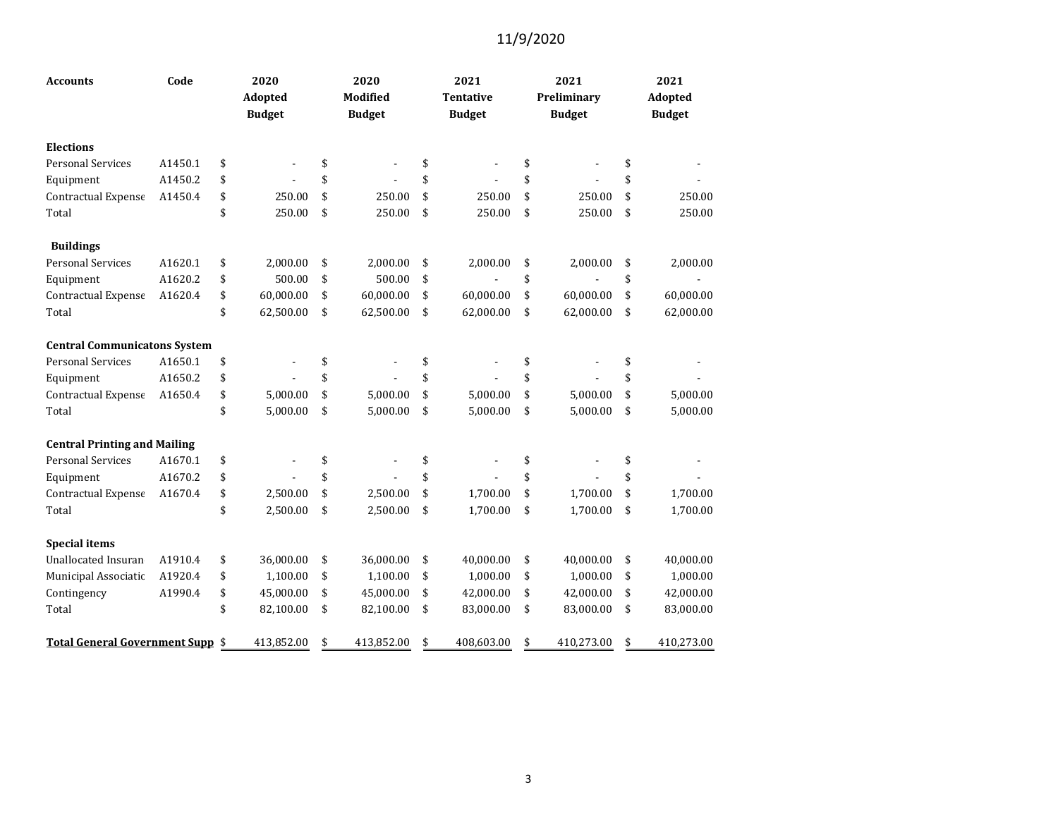11/9/2020

| Accounts | Code | 2020 Adopted Budget | 2020 Modified Budget | 2021 Tentative Budget | 2021 Preliminary Budget | 2021 Adopted Budget |
|---|---|---|---|---|---|---|
| **Elections** | | | | | | |
| Personal Services | A1450.1 | $ - | $ - | $ - | $ - | $ - |
| Equipment | A1450.2 | $ - | $ - | $ - | $ - | $ - |
| Contractual Expense | A1450.4 | $ 250.00 | $ 250.00 | $ 250.00 | $ 250.00 | $ 250.00 |
| Total | | $ 250.00 | $ 250.00 | $ 250.00 | $ 250.00 | $ 250.00 |
| **Buildings** | | | | | | |
| Personal Services | A1620.1 | $ 2,000.00 | $ 2,000.00 | $ 2,000.00 | $ 2,000.00 | $ 2,000.00 |
| Equipment | A1620.2 | $ 500.00 | $ 500.00 | $ - | $ - | $ - |
| Contractual Expense | A1620.4 | $ 60,000.00 | $ 60,000.00 | $ 60,000.00 | $ 60,000.00 | $ 60,000.00 |
| Total | | $ 62,500.00 | $ 62,500.00 | $ 62,000.00 | $ 62,000.00 | $ 62,000.00 |
| **Central Communicatons System** | | | | | | |
| Personal Services | A1650.1 | $ - | $ - | $ - | $ - | $ - |
| Equipment | A1650.2 | $ - | $ - | $ - | $ - | $ - |
| Contractual Expense | A1650.4 | $ 5,000.00 | $ 5,000.00 | $ 5,000.00 | $ 5,000.00 | $ 5,000.00 |
| Total | | $ 5,000.00 | $ 5,000.00 | $ 5,000.00 | $ 5,000.00 | $ 5,000.00 |
| **Central Printing and Mailing** | | | | | | |
| Personal Services | A1670.1 | $ - | $ - | $ - | $ - | $ - |
| Equipment | A1670.2 | $ - | $ - | $ - | $ - | $ - |
| Contractual Expense | A1670.4 | $ 2,500.00 | $ 2,500.00 | $ 1,700.00 | $ 1,700.00 | $ 1,700.00 |
| Total | | $ 2,500.00 | $ 2,500.00 | $ 1,700.00 | $ 1,700.00 | $ 1,700.00 |
| **Special items** | | | | | | |
| Unallocated Insuran | A1910.4 | $ 36,000.00 | $ 36,000.00 | $ 40,000.00 | $ 40,000.00 | $ 40,000.00 |
| Municipal Associatic | A1920.4 | $ 1,100.00 | $ 1,100.00 | $ 1,000.00 | $ 1,000.00 | $ 1,000.00 |
| Contingency | A1990.4 | $ 45,000.00 | $ 45,000.00 | $ 42,000.00 | $ 42,000.00 | $ 42,000.00 |
| Total | | $ 82,100.00 | $ 82,100.00 | $ 83,000.00 | $ 83,000.00 | $ 83,000.00 |
| **Total General Government Supp** | | $ 413,852.00 | $ 413,852.00 | $ 408,603.00 | $ 410,273.00 | $ 410,273.00 |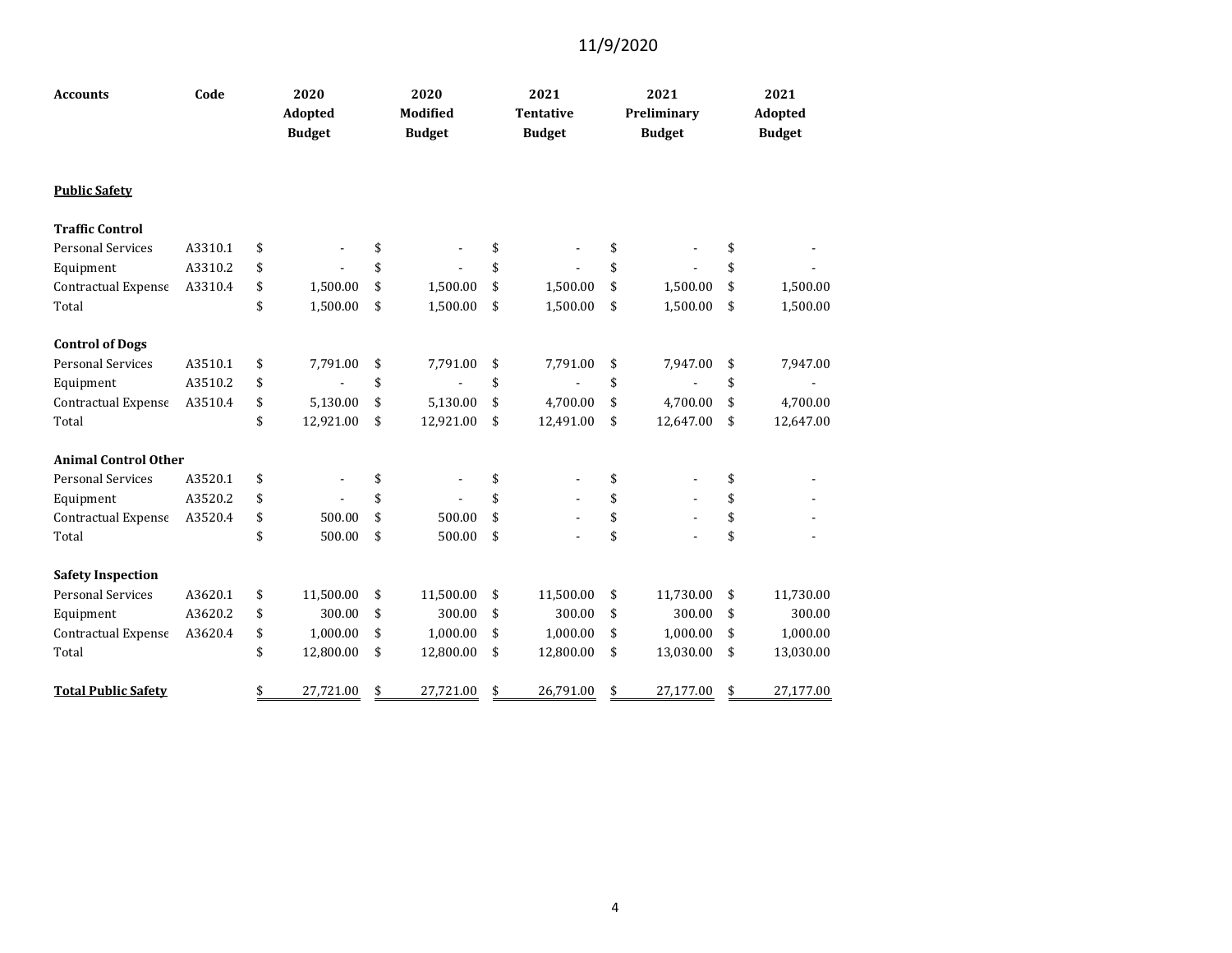11/9/2020

| Accounts | Code | 2020 Adopted Budget | 2020 Modified Budget | 2021 Tentative Budget | 2021 Preliminary Budget | 2021 Adopted Budget |
|---|---|---|---|---|---|---|
| **Public Safety** | | | | | | |
| **Traffic Control** | | | | | | |
| Personal Services | A3310.1 | $ - | $ - | $ - | $ - | $ - |
| Equipment | A3310.2 | $ - | $ - | $ - | $ - | $ - |
| Contractual Expense | A3310.4 | $ 1,500.00 | $ 1,500.00 | $ 1,500.00 | $ 1,500.00 | $ 1,500.00 |
| Total | | $ 1,500.00 | $ 1,500.00 | $ 1,500.00 | $ 1,500.00 | $ 1,500.00 |
| **Control of Dogs** | | | | | | |
| Personal Services | A3510.1 | $ 7,791.00 | $ 7,791.00 | $ 7,791.00 | $ 7,947.00 | $ 7,947.00 |
| Equipment | A3510.2 | $ - | $ - | $ - | $ - | $ - |
| Contractual Expense | A3510.4 | $ 5,130.00 | $ 5,130.00 | $ 4,700.00 | $ 4,700.00 | $ 4,700.00 |
| Total | | $ 12,921.00 | $ 12,921.00 | $ 12,491.00 | $ 12,647.00 | $ 12,647.00 |
| **Animal Control Other** | | | | | | |
| Personal Services | A3520.1 | $ - | $ - | $ - | $ - | $ - |
| Equipment | A3520.2 | $ - | $ - | $ - | $ - | $ - |
| Contractual Expense | A3520.4 | $ 500.00 | $ 500.00 | $ - | $ - | $ - |
| Total | | $ 500.00 | $ 500.00 | $ - | $ - | $ - |
| **Safety Inspection** | | | | | | |
| Personal Services | A3620.1 | $ 11,500.00 | $ 11,500.00 | $ 11,500.00 | $ 11,730.00 | $ 11,730.00 |
| Equipment | A3620.2 | $ 300.00 | $ 300.00 | $ 300.00 | $ 300.00 | $ 300.00 |
| Contractual Expense | A3620.4 | $ 1,000.00 | $ 1,000.00 | $ 1,000.00 | $ 1,000.00 | $ 1,000.00 |
| Total | | $ 12,800.00 | $ 12,800.00 | $ 12,800.00 | $ 13,030.00 | $ 13,030.00 |
| **Total Public Safety** | | $ 27,721.00 | $ 27,721.00 | $ 26,791.00 | $ 27,177.00 | $ 27,177.00 |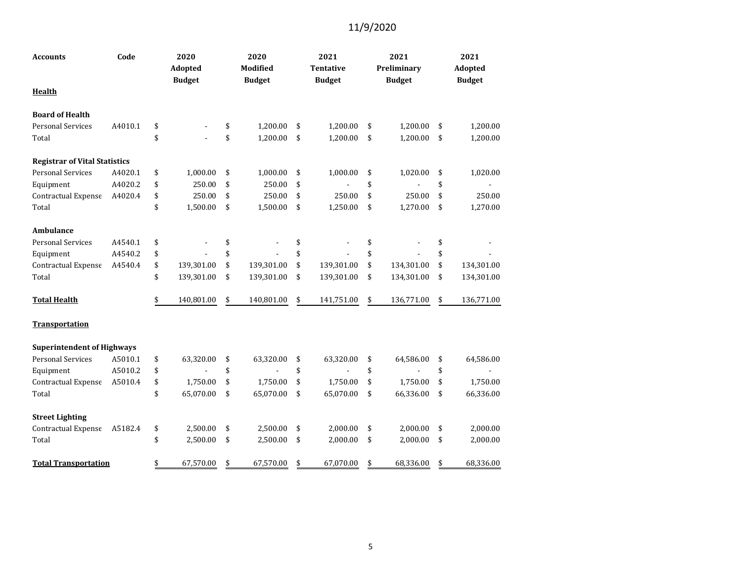| Accounts | Code | 2020 Adopted Budget | 2020 Modified Budget | 2021 Tentative Budget | 2021 Preliminary Budget | 2021 Adopted Budget |
|---|---|---|---|---|---|---|
| **Health** | | | | | | |
| **Board of Health** | | | | | | |
| Personal Services | A4010.1 | $ - | $ 1,200.00 | $ 1,200.00 | $ 1,200.00 | $ 1,200.00 |
| Total | | $ - | $ 1,200.00 | $ 1,200.00 | $ 1,200.00 | $ 1,200.00 |
| **Registrar of Vital Statistics** | | | | | | |
| Personal Services | A4020.1 | $ 1,000.00 | $ 1,000.00 | $ 1,000.00 | $ 1,020.00 | $ 1,020.00 |
| Equipment | A4020.2 | $ 250.00 | $ 250.00 | $ - | $ - | $ - |
| Contractual Expense | A4020.4 | $ 250.00 | $ 250.00 | $ 250.00 | $ 250.00 | $ 250.00 |
| Total | | $ 1,500.00 | $ 1,500.00 | $ 1,250.00 | $ 1,270.00 | $ 1,270.00 |
| **Ambulance** | | | | | | |
| Personal Services | A4540.1 | $ - | $ - | $ - | $ - | $ - |
| Equipment | A4540.2 | $ - | $ - | $ - | $ - | $ - |
| Contractual Expense | A4540.4 | $ 139,301.00 | $ 139,301.00 | $ 139,301.00 | $ 134,301.00 | $ 134,301.00 |
| Total | | $ 139,301.00 | $ 139,301.00 | $ 139,301.00 | $ 134,301.00 | $ 134,301.00 |
| **Total Health** | | $ 140,801.00 | $ 140,801.00 | $ 141,751.00 | $ 136,771.00 | $ 136,771.00 |
| **Transportation** | | | | | | |
| **Superintendent of Highways** | | | | | | |
| Personal Services | A5010.1 | $ 63,320.00 | $ 63,320.00 | $ 63,320.00 | $ 64,586.00 | $ 64,586.00 |
| Equipment | A5010.2 | $ - | $ - | $ - | $ - | $ - |
| Contractual Expense | A5010.4 | $ 1,750.00 | $ 1,750.00 | $ 1,750.00 | $ 1,750.00 | $ 1,750.00 |
| Total | | $ 65,070.00 | $ 65,070.00 | $ 65,070.00 | $ 66,336.00 | $ 66,336.00 |
| **Street Lighting** | | | | | | |
| Contractual Expense | A5182.4 | $ 2,500.00 | $ 2,500.00 | $ 2,000.00 | $ 2,000.00 | $ 2,000.00 |
| Total | | $ 2,500.00 | $ 2,500.00 | $ 2,000.00 | $ 2,000.00 | $ 2,000.00 |
| **Total Transportation** | | $ 67,570.00 | $ 67,570.00 | $ 67,070.00 | $ 68,336.00 | $ 68,336.00 |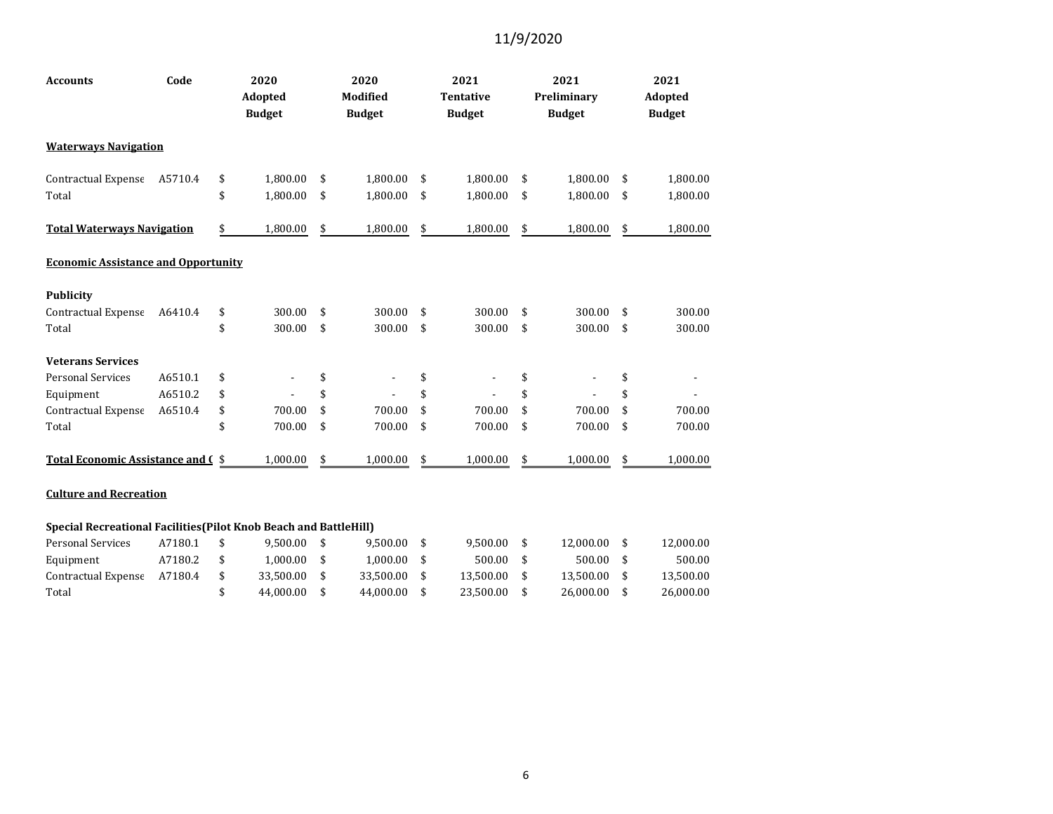11/9/2020

| Accounts | Code | 2020 Adopted Budget | 2020 Modified Budget | 2021 Tentative Budget | 2021 Preliminary Budget | 2021 Adopted Budget |
|---|---|---|---|---|---|---|
| **Waterways Navigation** | | | | | | |
| Contractual Expense | A5710.4 | $ 1,800.00 | $ 1,800.00 | $ 1,800.00 | $ 1,800.00 | $ 1,800.00 |
| Total | | $ 1,800.00 | $ 1,800.00 | $ 1,800.00 | $ 1,800.00 | $ 1,800.00 |
| **Total Waterways Navigation** | | $ 1,800.00 | $ 1,800.00 | $ 1,800.00 | $ 1,800.00 | $ 1,800.00 |
| **Economic Assistance and Opportunity** | | | | | | |
| **Publicity** | | | | | | |
| Contractual Expense | A6410.4 | $ 300.00 | $ 300.00 | $ 300.00 | $ 300.00 | $ 300.00 |
| Total | | $ 300.00 | $ 300.00 | $ 300.00 | $ 300.00 | $ 300.00 |
| **Veterans Services** | | | | | | |
| Personal Services | A6510.1 | $ - | $ - | $ - | $ - | $ - |
| Equipment | A6510.2 | $ - | $ - | $ - | $ - | $ - |
| Contractual Expense | A6510.4 | $ 700.00 | $ 700.00 | $ 700.00 | $ 700.00 | $ 700.00 |
| Total | | $ 700.00 | $ 700.00 | $ 700.00 | $ 700.00 | $ 700.00 |
| **Total Economic Assistance and (** | | $ 1,000.00 | $ 1,000.00 | $ 1,000.00 | $ 1,000.00 | $ 1,000.00 |
| **Culture and Recreation** | | | | | | |
| **Special Recreational Facilities(Pilot Knob Beach and BattleHill)** | | | | | | |
| Personal Services | A7180.1 | $ 9,500.00 | $ 9,500.00 | $ 9,500.00 | $ 12,000.00 | $ 12,000.00 |
| Equipment | A7180.2 | $ 1,000.00 | $ 1,000.00 | $ 500.00 | $ 500.00 | $ 500.00 |
| Contractual Expense | A7180.4 | $ 33,500.00 | $ 33,500.00 | $ 13,500.00 | $ 13,500.00 | $ 13,500.00 |
| Total | | $ 44,000.00 | $ 44,000.00 | $ 23,500.00 | $ 26,000.00 | $ 26,000.00 |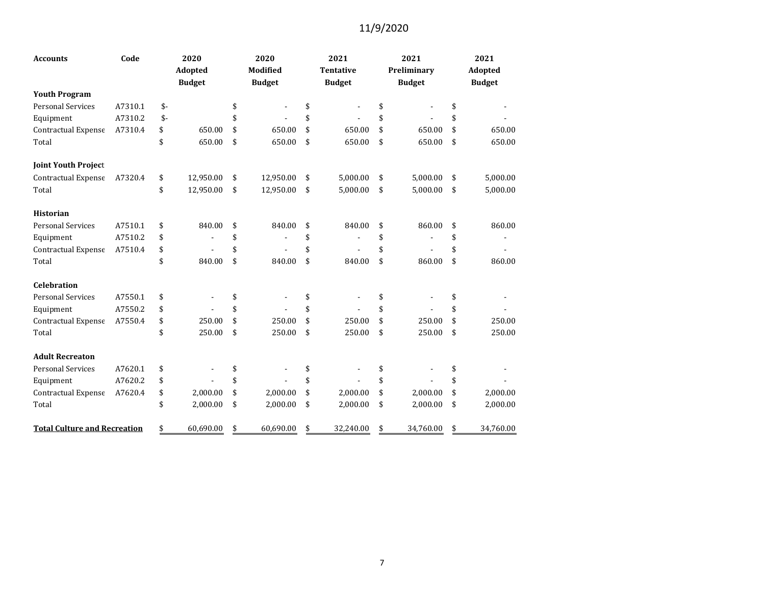11/9/2020

| Accounts | Code | 2020 Adopted Budget | 2020 Modified Budget | 2021 Tentative Budget | 2021 Preliminary Budget | 2021 Adopted Budget |
|---|---|---|---|---|---|---|
| **Youth Program** | | | | | | |
| Personal Services | A7310.1 | $- | $ - | $ - | $ - | $ - |
| Equipment | A7310.2 | $- | $ - | $ - | $ - | $ - |
| Contractual Expense | A7310.4 | $ 650.00 | $ 650.00 | $ 650.00 | $ 650.00 | $ 650.00 |
| Total | | $ 650.00 | $ 650.00 | $ 650.00 | $ 650.00 | $ 650.00 |
| | | | | | | |
| **Joint Youth Project** | | | | | | |
| Contractual Expense | A7320.4 | $ 12,950.00 | $ 12,950.00 | $ 5,000.00 | $ 5,000.00 | $ 5,000.00 |
| Total | | $ 12,950.00 | $ 12,950.00 | $ 5,000.00 | $ 5,000.00 | $ 5,000.00 |
| | | | | | | |
| **Historian** | | | | | | |
| Personal Services | A7510.1 | $ 840.00 | $ 840.00 | $ 840.00 | $ 860.00 | $ 860.00 |
| Equipment | A7510.2 | $ - | $ - | $ - | $ - | $ - |
| Contractual Expense | A7510.4 | $ - | $ - | $ - | $ - | $ - |
| Total | | $ 840.00 | $ 840.00 | $ 840.00 | $ 860.00 | $ 860.00 |
| | | | | | | |
| **Celebration** | | | | | | |
| Personal Services | A7550.1 | $ - | $ - | $ - | $ - | $ - |
| Equipment | A7550.2 | $ - | $ - | $ - | $ - | $ - |
| Contractual Expense | A7550.4 | $ 250.00 | $ 250.00 | $ 250.00 | $ 250.00 | $ 250.00 |
| Total | | $ 250.00 | $ 250.00 | $ 250.00 | $ 250.00 | $ 250.00 |
| | | | | | | |
| **Adult Recreaton** | | | | | | |
| Personal Services | A7620.1 | $ - | $ - | $ - | $ - | $ - |
| Equipment | A7620.2 | $ - | $ - | $ - | $ - | $ - |
| Contractual Expense | A7620.4 | $ 2,000.00 | $ 2,000.00 | $ 2,000.00 | $ 2,000.00 | $ 2,000.00 |
| Total | | $ 2,000.00 | $ 2,000.00 | $ 2,000.00 | $ 2,000.00 | $ 2,000.00 |
| | | | | | | |
| **Total Culture and Recreation** | | $ 60,690.00 | $ 60,690.00 | $ 32,240.00 | $ 34,760.00 | $ 34,760.00 |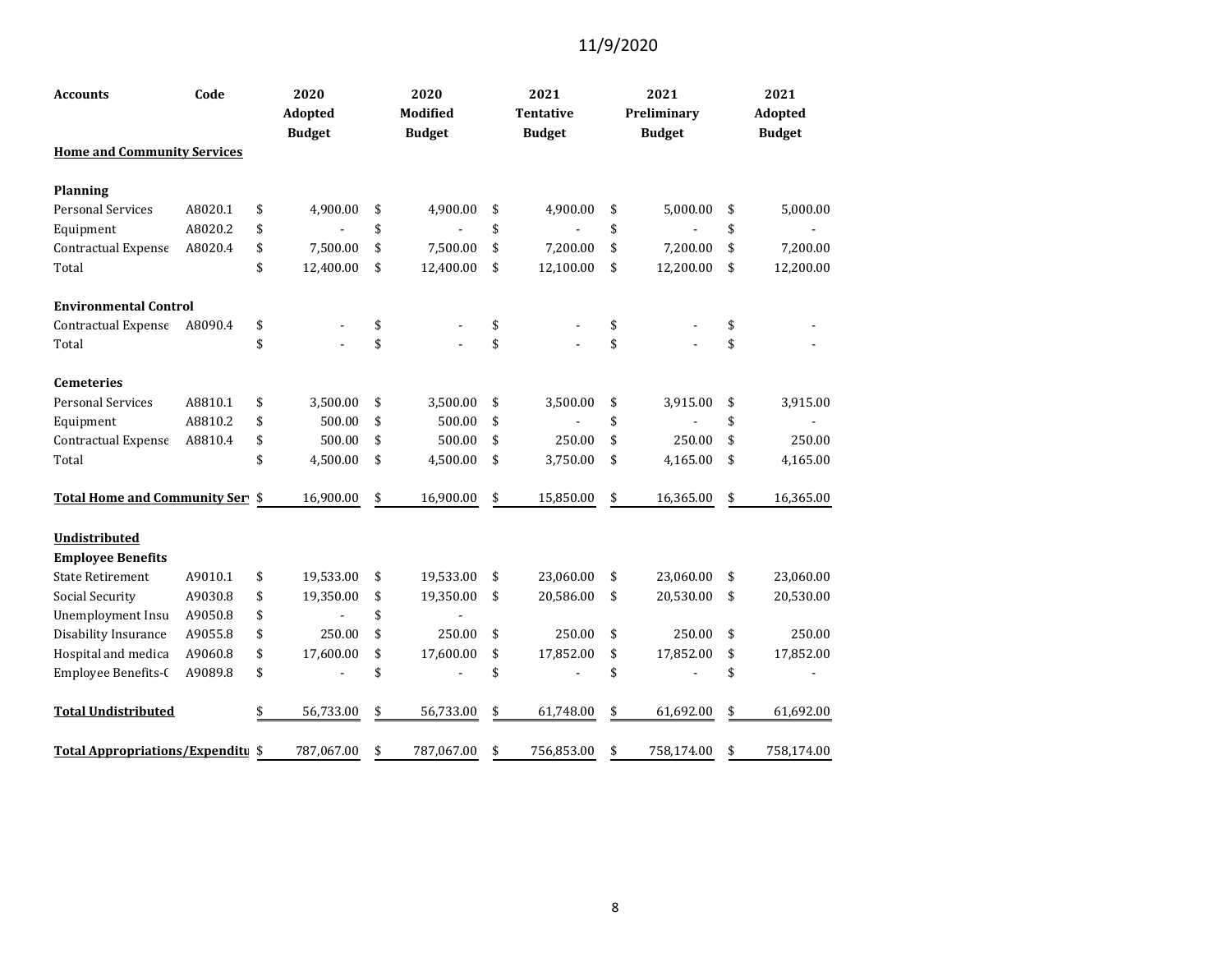11/9/2020

| Accounts | Code | 2020 Adopted Budget | 2020 Modified Budget | 2021 Tentative Budget | 2021 Preliminary Budget | 2021 Adopted Budget |
|---|---|---|---|---|---|---|
| **Home and Community Services** | | | | | | |
| **Planning** | | | | | | |
| Personal Services | A8020.1 | $ 4,900.00 | $ 4,900.00 | $ 4,900.00 | $ 5,000.00 | $ 5,000.00 |
| Equipment | A8020.2 | $ - | $ - | $ - | $ - | $ - |
| Contractual Expense | A8020.4 | $ 7,500.00 | $ 7,500.00 | $ 7,200.00 | $ 7,200.00 | $ 7,200.00 |
| Total | | $ 12,400.00 | $ 12,400.00 | $ 12,100.00 | $ 12,200.00 | $ 12,200.00 |
| **Environmental Control** | | | | | | |
| Contractual Expense | A8090.4 | $ - | $ - | $ - | $ - | $ - |
| Total | | $ - | $ - | $ - | $ - | $ - |
| **Cemeteries** | | | | | | |
| Personal Services | A8810.1 | $ 3,500.00 | $ 3,500.00 | $ 3,500.00 | $ 3,915.00 | $ 3,915.00 |
| Equipment | A8810.2 | $ 500.00 | $ 500.00 | $ - | $ - | $ - |
| Contractual Expense | A8810.4 | $ 500.00 | $ 500.00 | $ 250.00 | $ 250.00 | $ 250.00 |
| Total | | $ 4,500.00 | $ 4,500.00 | $ 3,750.00 | $ 4,165.00 | $ 4,165.00 |
| **Total Home and Community Serv** | | $ 16,900.00 | $ 16,900.00 | $ 15,850.00 | $ 16,365.00 | $ 16,365.00 |
| **Undistributed** | | | | | | |
| **Employee Benefits** | | | | | | |
| State Retirement | A9010.1 | $ 19,533.00 | $ 19,533.00 | $ 23,060.00 | $ 23,060.00 | $ 23,060.00 |
| Social Security | A9030.8 | $ 19,350.00 | $ 19,350.00 | $ 20,586.00 | $ 20,530.00 | $ 20,530.00 |
| Unemployment Insu | A9050.8 | $ - | $ - | | | |
| Disability Insurance | A9055.8 | $ 250.00 | $ 250.00 | $ 250.00 | $ 250.00 | $ 250.00 |
| Hospital and medica | A9060.8 | $ 17,600.00 | $ 17,600.00 | $ 17,852.00 | $ 17,852.00 | $ 17,852.00 |
| Employee Benefits-( | A9089.8 | $ - | $ - | $ - | $ - | $ - |
| **Total Undistributed** | | $ 56,733.00 | $ 56,733.00 | $ 61,748.00 | $ 61,692.00 | $ 61,692.00 |
| **Total Appropriations/Expenditu** | | $ 787,067.00 | $ 787,067.00 | $ 756,853.00 | $ 758,174.00 | $ 758,174.00 |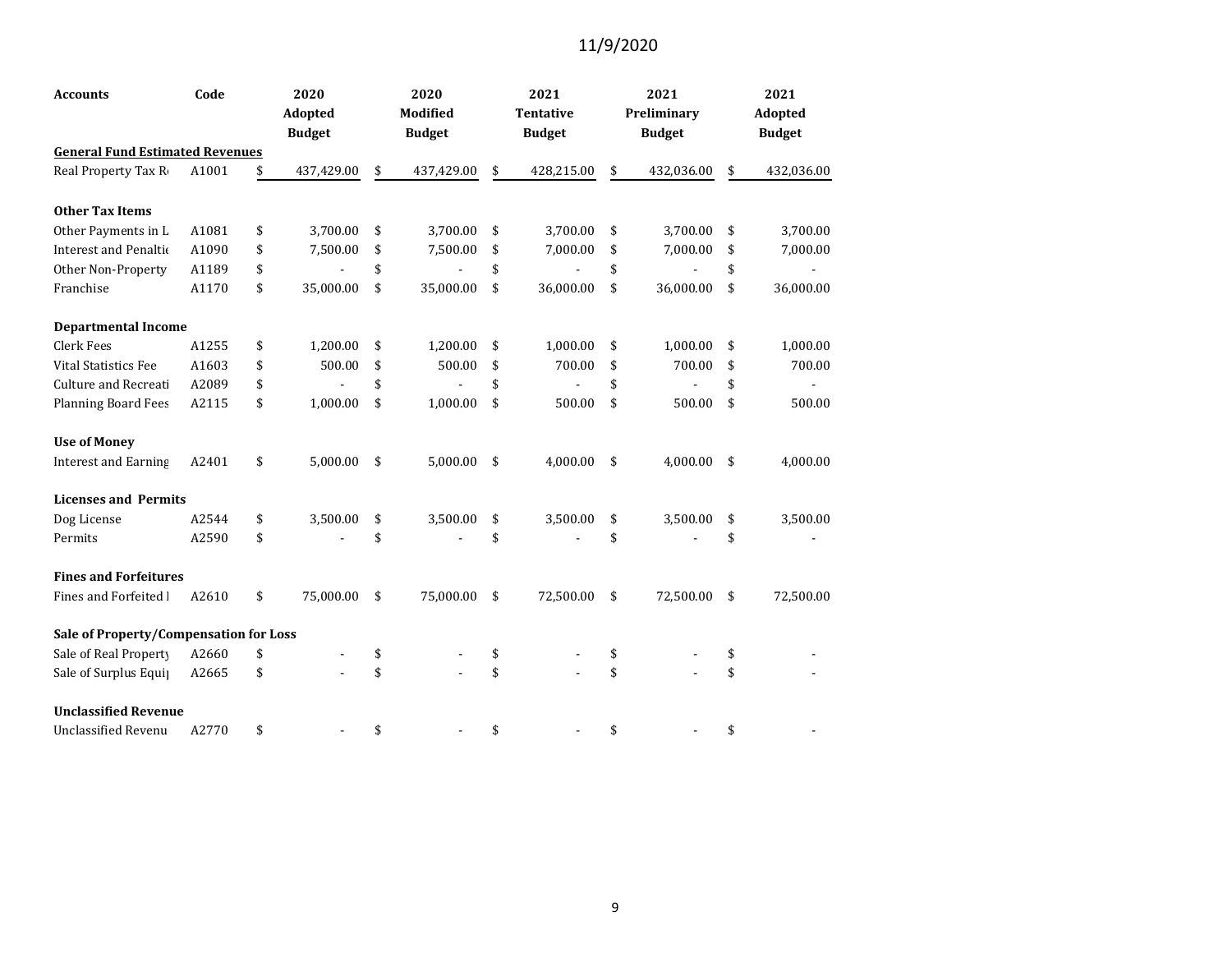11/9/2020

| Accounts | Code | 2020 Adopted Budget | 2020 Modified Budget | 2021 Tentative Budget | 2021 Preliminary Budget | 2021 Adopted Budget |
|---|---|---|---|---|---|---|
| **General Fund Estimated Revenues** | | | | | | |
| Real Property Tax R | A1001 | $ 437,429.00 | $ 437,429.00 | $ 428,215.00 | $ 432,036.00 | $ 432,036.00 |
| | | | | | | |
| **Other Tax Items** | | | | | | |
| Other Payments in L | A1081 | $ 3,700.00 | $ 3,700.00 | $ 3,700.00 | $ 3,700.00 | $ 3,700.00 |
| Interest and Penaltie | A1090 | $ 7,500.00 | $ 7,500.00 | $ 7,000.00 | $ 7,000.00 | $ 7,000.00 |
| Other Non-Property | A1189 | $ - | $ - | $ - | $ - | $ - |
| Franchise | A1170 | $ 35,000.00 | $ 35,000.00 | $ 36,000.00 | $ 36,000.00 | $ 36,000.00 |
| | | | | | | |
| **Departmental Income** | | | | | | |
| Clerk Fees | A1255 | $ 1,200.00 | $ 1,200.00 | $ 1,000.00 | $ 1,000.00 | $ 1,000.00 |
| Vital Statistics Fee | A1603 | $ 500.00 | $ 500.00 | $ 700.00 | $ 700.00 | $ 700.00 |
| Culture and Recreati | A2089 | $ - | $ - | $ - | $ - | $ - |
| Planning Board Fees | A2115 | $ 1,000.00 | $ 1,000.00 | $ 500.00 | $ 500.00 | $ 500.00 |
| | | | | | | |
| **Use of Money** | | | | | | |
| Interest and Earning | A2401 | $ 5,000.00 | $ 5,000.00 | $ 4,000.00 | $ 4,000.00 | $ 4,000.00 |
| | | | | | | |
| **Licenses and Permits** | | | | | | |
| Dog License | A2544 | $ 3,500.00 | $ 3,500.00 | $ 3,500.00 | $ 3,500.00 | $ 3,500.00 |
| Permits | A2590 | $ - | $ - | $ - | $ - | $ - |
| | | | | | | |
| **Fines and Forfeitures** | | | | | | |
| Fines and Forfeited l | A2610 | $ 75,000.00 | $ 75,000.00 | $ 72,500.00 | $ 72,500.00 | $ 72,500.00 |
| | | | | | | |
| **Sale of Property/Compensation for Loss** | | | | | | |
| Sale of Real Property | A2660 | $ - | $ - | $ - | $ - | $ - |
| Sale of Surplus Equi | A2665 | $ - | $ - | $ - | $ - | $ - |
| | | | | | | |
| **Unclassified Revenue** | | | | | | |
| Unclassified Revenu | A2770 | $ - | $ - | $ - | $ - | $ - |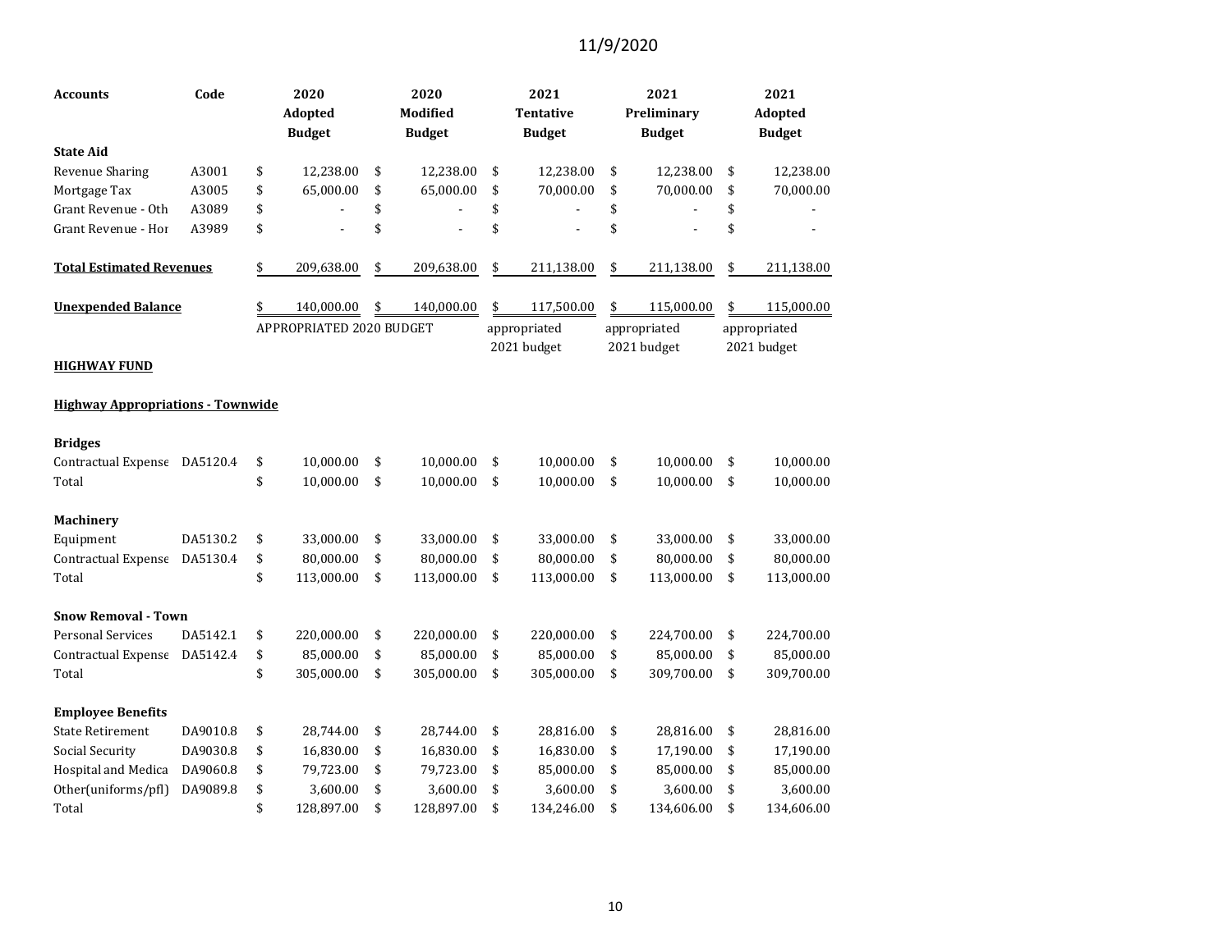11/9/2020

| Accounts | Code | 2020 Adopted Budget | 2020 Modified Budget | 2021 Tentative Budget | 2021 Preliminary Budget | 2021 Adopted Budget |
|---|---|---|---|---|---|---|
| **State Aid** | | | | | | |
| Revenue Sharing | A3001 | $ 12,238.00 | $ 12,238.00 | $ 12,238.00 | $ 12,238.00 | $ 12,238.00 |
| Mortgage Tax | A3005 | $ 65,000.00 | $ 65,000.00 | $ 70,000.00 | $ 70,000.00 | $ 70,000.00 |
| Grant Revenue - Oth | A3089 | $ - | $ - | $ - | $ - | $ - |
| Grant Revenue - Hor | A3989 | $ - | $ - | $ - | $ - | $ - |
| **Total Estimated Revenues** | | $ 209,638.00 | $ 209,638.00 | $ 211,138.00 | $ 211,138.00 | $ 211,138.00 |
| **Unexpended Balance** | | $ 140,000.00 | $ 140,000.00 | $ 117,500.00 | $ 115,000.00 | $ 115,000.00 |
| | | APPROPRIATED 2020 BUDGET | | appropriated 2021 budget | appropriated 2021 budget | appropriated 2021 budget |

**HIGHWAY FUND**

**Highway Appropriations - Townwide**

| Accounts | Code | 2020 Adopted Budget | 2020 Modified Budget | 2021 Tentative Budget | 2021 Preliminary Budget | 2021 Adopted Budget |
|---|---|---|---|---|---|---|
| **Bridges** | | | | | | |
| Contractual Expense | DA5120.4 | $ 10,000.00 | $ 10,000.00 | $ 10,000.00 | $ 10,000.00 | $ 10,000.00 |
| Total | | $ 10,000.00 | $ 10,000.00 | $ 10,000.00 | $ 10,000.00 | $ 10,000.00 |
| **Machinery** | | | | | | |
| Equipment | DA5130.2 | $ 33,000.00 | $ 33,000.00 | $ 33,000.00 | $ 33,000.00 | $ 33,000.00 |
| Contractual Expense | DA5130.4 | $ 80,000.00 | $ 80,000.00 | $ 80,000.00 | $ 80,000.00 | $ 80,000.00 |
| Total | | $ 113,000.00 | $ 113,000.00 | $ 113,000.00 | $ 113,000.00 | $ 113,000.00 |
| **Snow Removal - Town** | | | | | | |
| Personal Services | DA5142.1 | $ 220,000.00 | $ 220,000.00 | $ 220,000.00 | $ 224,700.00 | $ 224,700.00 |
| Contractual Expense | DA5142.4 | $ 85,000.00 | $ 85,000.00 | $ 85,000.00 | $ 85,000.00 | $ 85,000.00 |
| Total | | $ 305,000.00 | $ 305,000.00 | $ 305,000.00 | $ 309,700.00 | $ 309,700.00 |
| **Employee Benefits** | | | | | | |
| State Retirement | DA9010.8 | $ 28,744.00 | $ 28,744.00 | $ 28,816.00 | $ 28,816.00 | $ 28,816.00 |
| Social Security | DA9030.8 | $ 16,830.00 | $ 16,830.00 | $ 16,830.00 | $ 17,190.00 | $ 17,190.00 |
| Hospital and Medica | DA9060.8 | $ 79,723.00 | $ 79,723.00 | $ 85,000.00 | $ 85,000.00 | $ 85,000.00 |
| Other(uniforms/pfl) | DA9089.8 | $ 3,600.00 | $ 3,600.00 | $ 3,600.00 | $ 3,600.00 | $ 3,600.00 |
| Total | | $ 128,897.00 | $ 128,897.00 | $ 134,246.00 | $ 134,606.00 | $ 134,606.00 |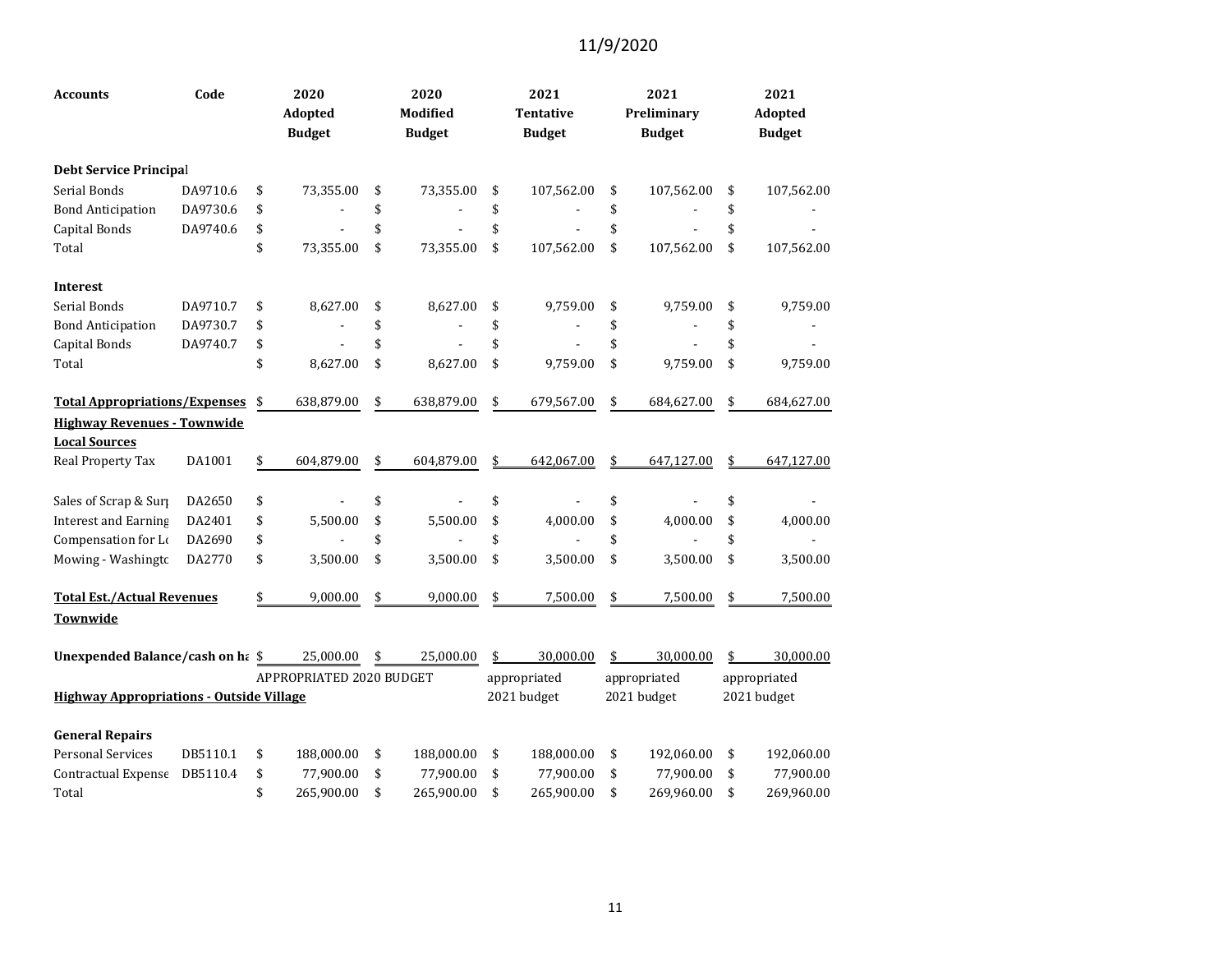11/9/2020

| Accounts | Code | 2020 Adopted Budget | 2020 Modified Budget | 2021 Tentative Budget | 2021 Preliminary Budget | 2021 Adopted Budget |
|---|---|---|---|---|---|---|
| **Debt Service Principal** | | | | | | |
| Serial Bonds | DA9710.6 | $ 73,355.00 | $ 73,355.00 | $ 107,562.00 | $ 107,562.00 | $ 107,562.00 |
| Bond Anticipation | DA9730.6 | $ - | $ - | $ - | $ - | $ - |
| Capital Bonds | DA9740.6 | $ - | $ - | $ - | $ - | $ - |
| Total | | $ 73,355.00 | $ 73,355.00 | $ 107,562.00 | $ 107,562.00 | $ 107,562.00 |
| **Interest** | | | | | | |
| Serial Bonds | DA9710.7 | $ 8,627.00 | $ 8,627.00 | $ 9,759.00 | $ 9,759.00 | $ 9,759.00 |
| Bond Anticipation | DA9730.7 | $ - | $ - | $ - | $ - | $ - |
| Capital Bonds | DA9740.7 | $ - | $ - | $ - | $ - | $ - |
| Total | | $ 8,627.00 | $ 8,627.00 | $ 9,759.00 | $ 9,759.00 | $ 9,759.00 |
| **Total Appropriations/Expenses** | | $ 638,879.00 | $ 638,879.00 | $ 679,567.00 | $ 684,627.00 | $ 684,627.00 |
| **Highway Revenues - Townwide** | | | | | | |
| **Local Sources** | | | | | | |
| Real Property Tax | DA1001 | $ 604,879.00 | $ 604,879.00 | $ 642,067.00 | $ 647,127.00 | $ 647,127.00 |
| Sales of Scrap & Surp | DA2650 | $ - | $ - | $ - | $ - | $ - |
| Interest and Earning | DA2401 | $ 5,500.00 | $ 5,500.00 | $ 4,000.00 | $ 4,000.00 | $ 4,000.00 |
| Compensation for Lo | DA2690 | $ - | $ - | $ - | $ - | $ - |
| Mowing - Washingto | DA2770 | $ 3,500.00 | $ 3,500.00 | $ 3,500.00 | $ 3,500.00 | $ 3,500.00 |
| **Total Est./Actual Revenues Townwide** | | $ 9,000.00 | $ 9,000.00 | $ 7,500.00 | $ 7,500.00 | $ 7,500.00 |
| **Unexpended Balance/cash on ha** | | $ 25,000.00 | $ 25,000.00 | $ 30,000.00 | $ 30,000.00 | $ 30,000.00 |
| | | APPROPRIATED 2020 BUDGET | | appropriated 2021 budget | appropriated 2021 budget | appropriated 2021 budget |
| **Highway Appropriations - Outside Village** | | | | | | |
| **General Repairs** | | | | | | |
| Personal Services | DB5110.1 | $ 188,000.00 | $ 188,000.00 | $ 188,000.00 | $ 192,060.00 | $ 192,060.00 |
| Contractual Expense | DB5110.4 | $ 77,900.00 | $ 77,900.00 | $ 77,900.00 | $ 77,900.00 | $ 77,900.00 |
| Total | | $ 265,900.00 | $ 265,900.00 | $ 265,900.00 | $ 269,960.00 | $ 269,960.00 |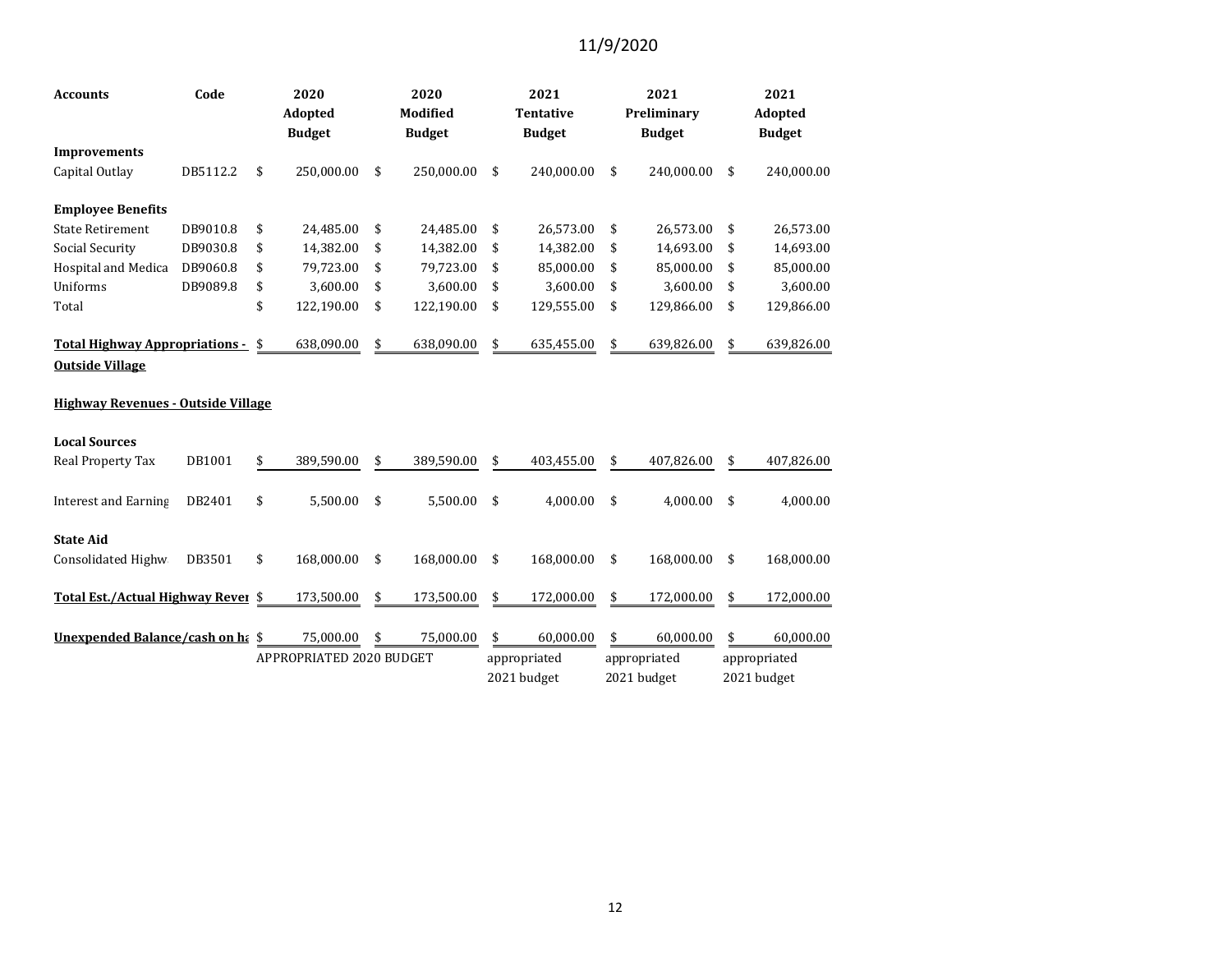11/9/2020

| Accounts | Code | 2020 Adopted Budget | 2020 Modified Budget | 2021 Tentative Budget | 2021 Preliminary Budget | 2021 Adopted Budget |
|---|---|---|---|---|---|---|
| **Improvements** | | | | | | |
| Capital Outlay | DB5112.2 | $ 250,000.00 | $ 250,000.00 | $ 240,000.00 | $ 240,000.00 | $ 240,000.00 |
| | | | | | | |
| **Employee Benefits** | | | | | | |
| State Retirement | DB9010.8 | $ 24,485.00 | $ 24,485.00 | $ 26,573.00 | $ 26,573.00 | $ 26,573.00 |
| Social Security | DB9030.8 | $ 14,382.00 | $ 14,382.00 | $ 14,382.00 | $ 14,693.00 | $ 14,693.00 |
| Hospital and Medica | DB9060.8 | $ 79,723.00 | $ 79,723.00 | $ 85,000.00 | $ 85,000.00 | $ 85,000.00 |
| Uniforms | DB9089.8 | $ 3,600.00 | $ 3,600.00 | $ 3,600.00 | $ 3,600.00 | $ 3,600.00 |
| Total | | $ 122,190.00 | $ 122,190.00 | $ 129,555.00 | $ 129,866.00 | $ 129,866.00 |
| | | | | | | |
| **Total Highway Appropriations - Outside Village** | | $ 638,090.00 | $ 638,090.00 | $ 635,455.00 | $ 639,826.00 | $ 639,826.00 |
| | | | | | | |
| **Highway Revenues - Outside Village** | | | | | | |
| | | | | | | |
| **Local Sources** | | | | | | |
| Real Property Tax | DB1001 | $ 389,590.00 | $ 389,590.00 | $ 403,455.00 | $ 407,826.00 | $ 407,826.00 |
| | | | | | | |
| Interest and Earning | DB2401 | $ 5,500.00 | $ 5,500.00 | $ 4,000.00 | $ 4,000.00 | $ 4,000.00 |
| | | | | | | |
| **State Aid** | | | | | | |
| Consolidated Highw | DB3501 | $ 168,000.00 | $ 168,000.00 | $ 168,000.00 | $ 168,000.00 | $ 168,000.00 |
| | | | | | | |
| **Total Est./Actual Highway Rever** | | $ 173,500.00 | $ 173,500.00 | $ 172,000.00 | $ 172,000.00 | $ 172,000.00 |
| | | | | | | |
| **Unexpended Balance/cash on ha** | | $ 75,000.00 | $ 75,000.00 | $ 60,000.00 | $ 60,000.00 | $ 60,000.00 |
| | | APPROPRIATED 2020 BUDGET | | appropriated 2021 budget | appropriated 2021 budget | appropriated 2021 budget |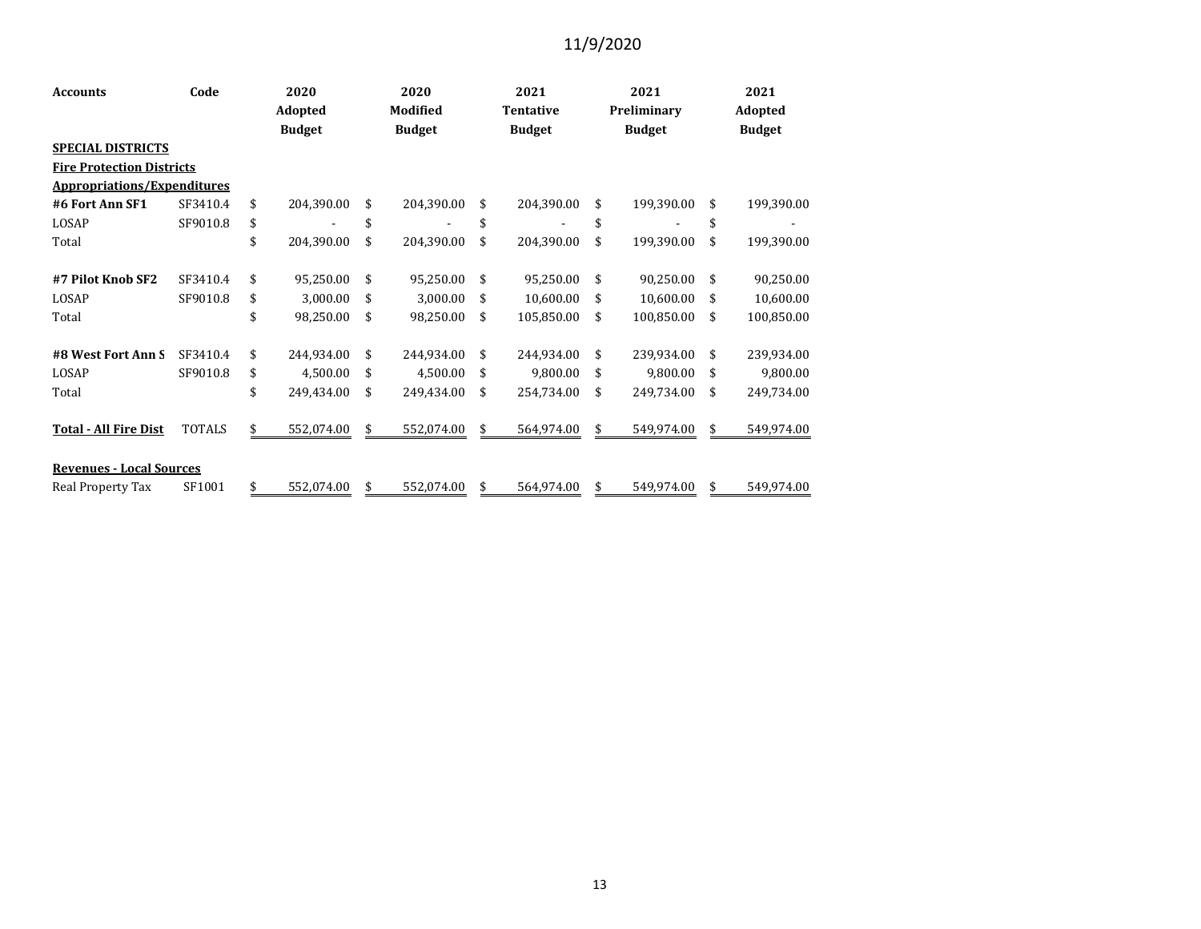11/9/2020

| Accounts | Code | 2020 Adopted Budget | 2020 Modified Budget | 2021 Tentative Budget | 2021 Preliminary Budget | 2021 Adopted Budget |
|---|---|---|---|---|---|---|
| **SPECIAL DISTRICTS** | | | | | | |
| **Fire Protection Districts** | | | | | | |
| **Appropriations/Expenditures** | | | | | | |
| **#6 Fort Ann SF1** | SF3410.4 | $ 204,390.00 | $ 204,390.00 | $ 204,390.00 | $ 199,390.00 | $ 199,390.00 |
| LOSAP | SF9010.8 | $ - | $ - | $ - | $ - | $ - |
| Total | | $ 204,390.00 | $ 204,390.00 | $ 204,390.00 | $ 199,390.00 | $ 199,390.00 |
| **#7 Pilot Knob SF2** | SF3410.4 | $ 95,250.00 | $ 95,250.00 | $ 95,250.00 | $ 90,250.00 | $ 90,250.00 |
| LOSAP | SF9010.8 | $ 3,000.00 | $ 3,000.00 | $ 10,600.00 | $ 10,600.00 | $ 10,600.00 |
| Total | | $ 98,250.00 | $ 98,250.00 | $ 105,850.00 | $ 100,850.00 | $ 100,850.00 |
| **#8 West Fort Ann S** | SF3410.4 | $ 244,934.00 | $ 244,934.00 | $ 244,934.00 | $ 239,934.00 | $ 239,934.00 |
| LOSAP | SF9010.8 | $ 4,500.00 | $ 4,500.00 | $ 9,800.00 | $ 9,800.00 | $ 9,800.00 |
| Total | | $ 249,434.00 | $ 249,434.00 | $ 254,734.00 | $ 249,734.00 | $ 249,734.00 |
| **Total - All Fire Dist** | TOTALS | $ 552,074.00 | $ 552,074.00 | $ 564,974.00 | $ 549,974.00 | $ 549,974.00 |
| **Revenues - Local Sources** | | | | | | |
| Real Property Tax | SF1001 | $ 552,074.00 | $ 552,074.00 | $ 564,974.00 | $ 549,974.00 | $ 549,974.00 |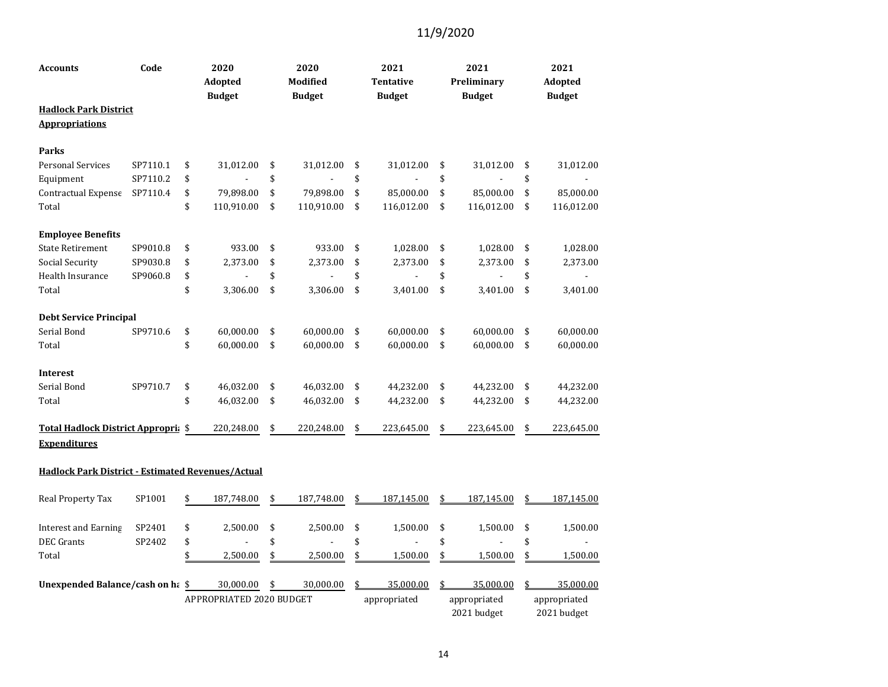11/9/2020

| Accounts | Code | 2020 Adopted Budget | 2020 Modified Budget | 2021 Tentative Budget | 2021 Preliminary Budget | 2021 Adopted Budget |
|---|---|---|---|---|---|---|
| **Hadlock Park District** | | | | | | |
| **Appropriations** | | | | | | |
| **Parks** | | | | | | |
| Personal Services | SP7110.1 | $ 31,012.00 | $ 31,012.00 | $ 31,012.00 | $ 31,012.00 | $ 31,012.00 |
| Equipment | SP7110.2 | $ - | $ - | $ - | $ - | $ - |
| Contractual Expense | SP7110.4 | $ 79,898.00 | $ 79,898.00 | $ 85,000.00 | $ 85,000.00 | $ 85,000.00 |
| Total | | $ 110,910.00 | $ 110,910.00 | $ 116,012.00 | $ 116,012.00 | $ 116,012.00 |
| **Employee Benefits** | | | | | | |
| State Retirement | SP9010.8 | $ 933.00 | $ 933.00 | $ 1,028.00 | $ 1,028.00 | $ 1,028.00 |
| Social Security | SP9030.8 | $ 2,373.00 | $ 2,373.00 | $ 2,373.00 | $ 2,373.00 | $ 2,373.00 |
| Health Insurance | SP9060.8 | $ - | $ - | $ - | $ - | $ - |
| Total | | $ 3,306.00 | $ 3,306.00 | $ 3,401.00 | $ 3,401.00 | $ 3,401.00 |
| **Debt Service Principal** | | | | | | |
| Serial Bond | SP9710.6 | $ 60,000.00 | $ 60,000.00 | $ 60,000.00 | $ 60,000.00 | $ 60,000.00 |
| Total | | $ 60,000.00 | $ 60,000.00 | $ 60,000.00 | $ 60,000.00 | $ 60,000.00 |
| **Interest** | | | | | | |
| Serial Bond | SP9710.7 | $ 46,032.00 | $ 46,032.00 | $ 44,232.00 | $ 44,232.00 | $ 44,232.00 |
| Total | | $ 46,032.00 | $ 46,032.00 | $ 44,232.00 | $ 44,232.00 | $ 44,232.00 |
| **Total Hadlock District Appropriations Expenditures** | | $ 220,248.00 | $ 220,248.00 | $ 223,645.00 | $ 223,645.00 | $ 223,645.00 |
| **Hadlock Park District - Estimated Revenues/Actual** | | | | | | |
| Real Property Tax | SP1001 | $ 187,748.00 | $ 187,748.00 | $ 187,145.00 | $ 187,145.00 | $ 187,145.00 |
| Interest and Earnings | SP2401 | $ 2,500.00 | $ 2,500.00 | $ 1,500.00 | $ 1,500.00 | $ 1,500.00 |
| DEC Grants | SP2402 | $ - | $ - | $ - | $ - | $ - |
| Total | | $ 2,500.00 | $ 2,500.00 | $ 1,500.00 | $ 1,500.00 | $ 1,500.00 |
| **Unexpended Balance/cash on hand** | | $ 30,000.00 | $ 30,000.00 | $ 35,000.00 | $ 35,000.00 | $ 35,000.00 |
| | | APPROPRIATED 2020 BUDGET | | appropriated | appropriated 2021 budget | appropriated 2021 budget |